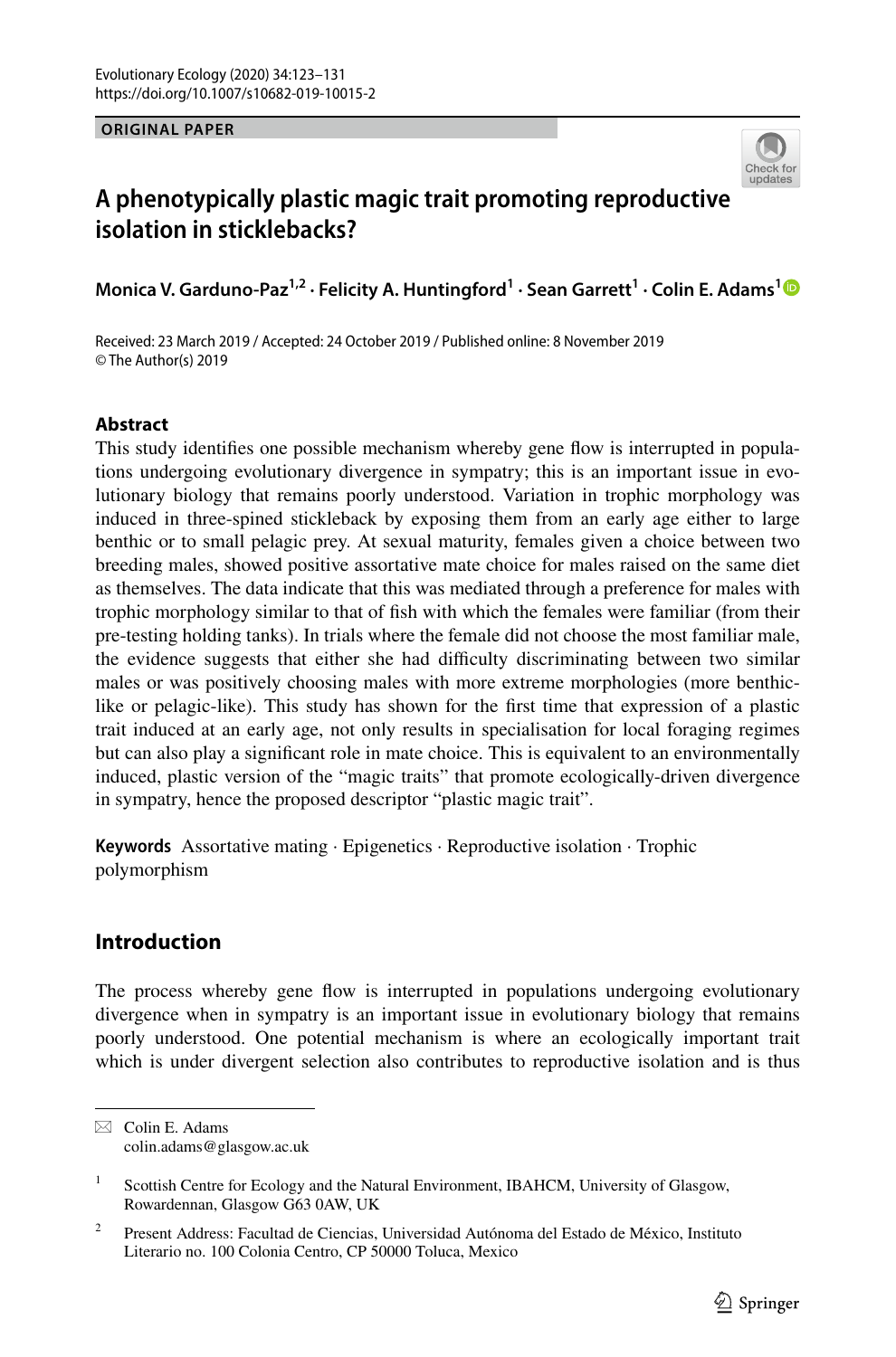ORIGINAL PAPER

# A phenotypically plastic magic trait promoting reproductive isolation in sticklebacks?

**Monica V. Garduno-Paz[1,2] · Felicity A. Huntingford[1] · Sean Garrett[1] · Colin E. Adams[1]**

Received: 23 March 2019 / Accepted: 24 October 2019 / Published online: 8 November 2019
© The Author(s) 2019

## Abstract

This study identifies one possible mechanism whereby gene flow is interrupted in populations undergoing evolutionary divergence in sympatry; this is an important issue in evolutionary biology that remains poorly understood. Variation in trophic morphology was induced in three-spined stickleback by exposing them from an early age either to large benthic or to small pelagic prey. At sexual maturity, females given a choice between two breeding males, showed positive assortative mate choice for males raised on the same diet as themselves. The data indicate that this was mediated through a preference for males with trophic morphology similar to that of fish with which the females were familiar (from their pre-testing holding tanks). In trials where the female did not choose the most familiar male, the evidence suggests that either she had difficulty discriminating between two similar males or was positively choosing males with more extreme morphologies (more benthic-like or pelagic-like). This study has shown for the first time that expression of a plastic trait induced at an early age, not only results in specialisation for local foraging regimes but can also play a significant role in mate choice. This is equivalent to an environmentally induced, plastic version of the "magic traits" that promote ecologically-driven divergence in sympatry, hence the proposed descriptor "plastic magic trait".

**Keywords** Assortative mating · Epigenetics · Reproductive isolation · Trophic polymorphism

## Introduction

The process whereby gene flow is interrupted in populations undergoing evolutionary divergence when in sympatry is an important issue in evolutionary biology that remains poorly understood. One potential mechanism is where an ecologically important trait which is under divergent selection also contributes to reproductive isolation and is thus

---

✉ Colin E. Adams
colin.adams@glasgow.ac.uk

[1] Scottish Centre for Ecology and the Natural Environment, IBAHCM, University of Glasgow, Rowardennan, Glasgow G63 0AW, UK

[2] Present Address: Facultad de Ciencias, Universidad Autónoma del Estado de México, Instituto Literario no. 100 Colonia Centro, CP 50000 Toluca, Mexico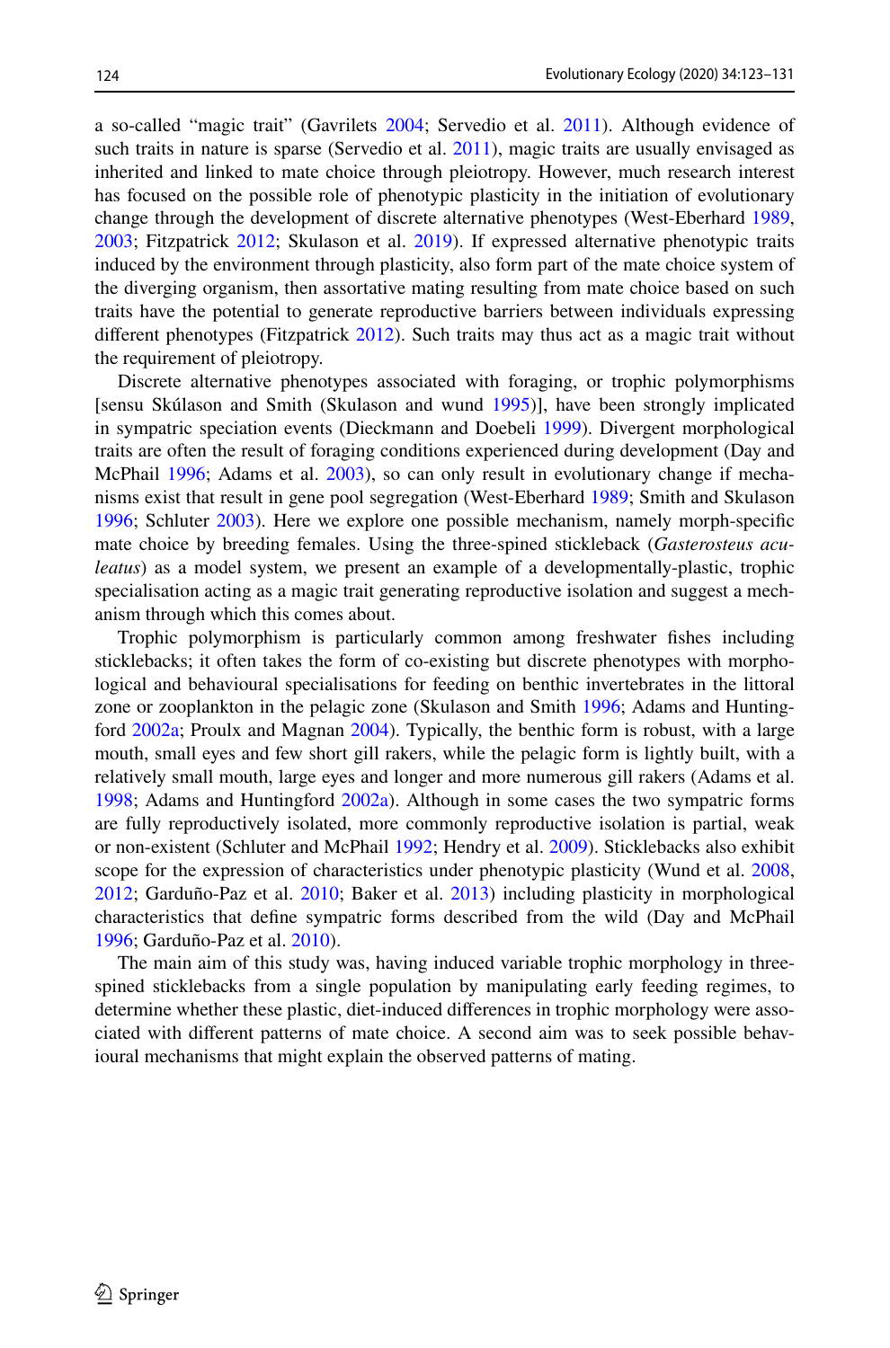a so-called "magic trait" (Gavrilets 2004; Servedio et al. 2011). Although evidence of such traits in nature is sparse (Servedio et al. 2011), magic traits are usually envisaged as inherited and linked to mate choice through pleiotropy. However, much research interest has focused on the possible role of phenotypic plasticity in the initiation of evolutionary change through the development of discrete alternative phenotypes (West-Eberhard 1989, 2003; Fitzpatrick 2012; Skulason et al. 2019). If expressed alternative phenotypic traits induced by the environment through plasticity, also form part of the mate choice system of the diverging organism, then assortative mating resulting from mate choice based on such traits have the potential to generate reproductive barriers between individuals expressing different phenotypes (Fitzpatrick 2012). Such traits may thus act as a magic trait without the requirement of pleiotropy.

Discrete alternative phenotypes associated with foraging, or trophic polymorphisms [sensu Skúlason and Smith (Skulason and wund 1995)], have been strongly implicated in sympatric speciation events (Dieckmann and Doebeli 1999). Divergent morphological traits are often the result of foraging conditions experienced during development (Day and McPhail 1996; Adams et al. 2003), so can only result in evolutionary change if mechanisms exist that result in gene pool segregation (West-Eberhard 1989; Smith and Skulason 1996; Schluter 2003). Here we explore one possible mechanism, namely morph-specific mate choice by breeding females. Using the three-spined stickleback (*Gasterosteus aculeatus*) as a model system, we present an example of a developmentally-plastic, trophic specialisation acting as a magic trait generating reproductive isolation and suggest a mechanism through which this comes about.

Trophic polymorphism is particularly common among freshwater fishes including sticklebacks; it often takes the form of co-existing but discrete phenotypes with morphological and behavioural specialisations for feeding on benthic invertebrates in the littoral zone or zooplankton in the pelagic zone (Skulason and Smith 1996; Adams and Huntingford 2002a; Proulx and Magnan 2004). Typically, the benthic form is robust, with a large mouth, small eyes and few short gill rakers, while the pelagic form is lightly built, with a relatively small mouth, large eyes and longer and more numerous gill rakers (Adams et al. 1998; Adams and Huntingford 2002a). Although in some cases the two sympatric forms are fully reproductively isolated, more commonly reproductive isolation is partial, weak or non-existent (Schluter and McPhail 1992; Hendry et al. 2009). Sticklebacks also exhibit scope for the expression of characteristics under phenotypic plasticity (Wund et al. 2008, 2012; Garduño-Paz et al. 2010; Baker et al. 2013) including plasticity in morphological characteristics that define sympatric forms described from the wild (Day and McPhail 1996; Garduño-Paz et al. 2010).

The main aim of this study was, having induced variable trophic morphology in three-spined sticklebacks from a single population by manipulating early feeding regimes, to determine whether these plastic, diet-induced differences in trophic morphology were associated with different patterns of mate choice. A second aim was to seek possible behavioural mechanisms that might explain the observed patterns of mating.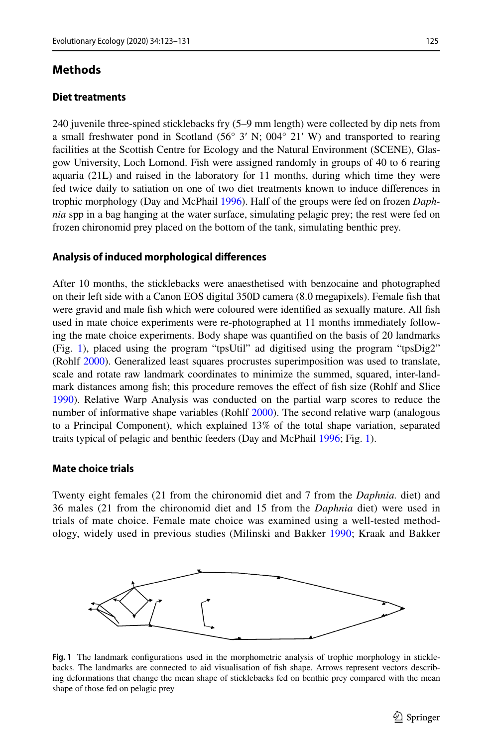## Methods

### Diet treatments

240 juvenile three-spined sticklebacks fry (5–9 mm length) were collected by dip nets from a small freshwater pond in Scotland (56° 3′ N; 004° 21′ W) and transported to rearing facilities at the Scottish Centre for Ecology and the Natural Environment (SCENE), Glasgow University, Loch Lomond. Fish were assigned randomly in groups of 40 to 6 rearing aquaria (21L) and raised in the laboratory for 11 months, during which time they were fed twice daily to satiation on one of two diet treatments known to induce differences in trophic morphology (Day and McPhail 1996). Half of the groups were fed on frozen *Daphnia* spp in a bag hanging at the water surface, simulating pelagic prey; the rest were fed on frozen chironomid prey placed on the bottom of the tank, simulating benthic prey.

### Analysis of induced morphological differences

After 10 months, the sticklebacks were anaesthetised with benzocaine and photographed on their left side with a Canon EOS digital 350D camera (8.0 megapixels). Female fish that were gravid and male fish which were coloured were identified as sexually mature. All fish used in mate choice experiments were re-photographed at 11 months immediately following the mate choice experiments. Body shape was quantified on the basis of 20 landmarks (Fig. 1), placed using the program "tpsUtil" ad digitised using the program "tpsDig2" (Rohlf 2000). Generalized least squares procrustes superimposition was used to translate, scale and rotate raw landmark coordinates to minimize the summed, squared, inter-landmark distances among fish; this procedure removes the effect of fish size (Rohlf and Slice 1990). Relative Warp Analysis was conducted on the partial warp scores to reduce the number of informative shape variables (Rohlf 2000). The second relative warp (analogous to a Principal Component), which explained 13% of the total shape variation, separated traits typical of pelagic and benthic feeders (Day and McPhail 1996; Fig. 1).

### Mate choice trials

Twenty eight females (21 from the chironomid diet and 7 from the *Daphnia.* diet) and 36 males (21 from the chironomid diet and 15 from the *Daphnia* diet) were used in trials of mate choice. Female mate choice was examined using a well-tested methodology, widely used in previous studies (Milinski and Bakker 1990; Kraak and Bakker

**Fig. 1** The landmark configurations used in the morphometric analysis of trophic morphology in sticklebacks. The landmarks are connected to aid visualisation of fish shape. Arrows represent vectors describing deformations that change the mean shape of sticklebacks fed on benthic prey compared with the mean shape of those fed on pelagic prey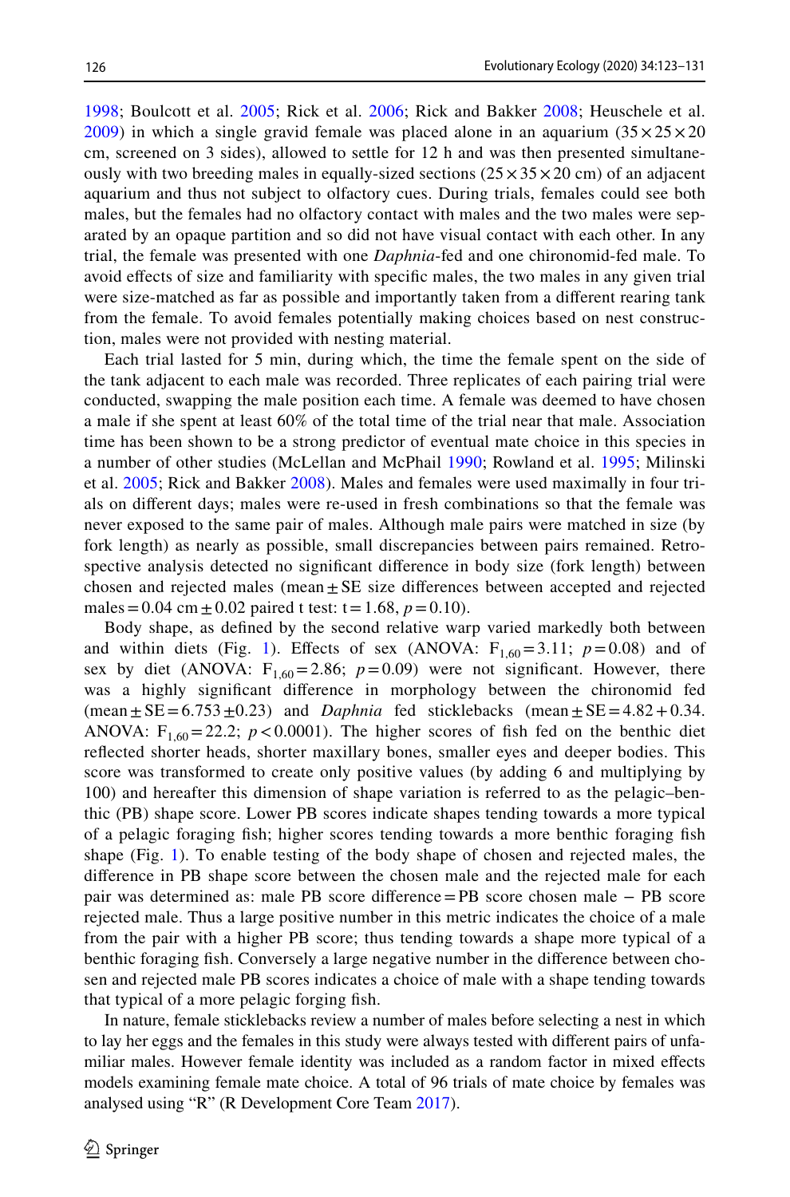1998; Boulcott et al. 2005; Rick et al. 2006; Rick and Bakker 2008; Heuschele et al. 2009) in which a single gravid female was placed alone in an aquarium ($35 \times 25 \times 20$ cm, screened on 3 sides), allowed to settle for 12 h and was then presented simultaneously with two breeding males in equally-sized sections ($25 \times 35 \times 20$ cm) of an adjacent aquarium and thus not subject to olfactory cues. During trials, females could see both males, but the females had no olfactory contact with males and the two males were separated by an opaque partition and so did not have visual contact with each other. In any trial, the female was presented with one *Daphnia*-fed and one chironomid-fed male. To avoid effects of size and familiarity with specific males, the two males in any given trial were size-matched as far as possible and importantly taken from a different rearing tank from the female. To avoid females potentially making choices based on nest construction, males were not provided with nesting material.

Each trial lasted for 5 min, during which, the time the female spent on the side of the tank adjacent to each male was recorded. Three replicates of each pairing trial were conducted, swapping the male position each time. A female was deemed to have chosen a male if she spent at least 60% of the total time of the trial near that male. Association time has been shown to be a strong predictor of eventual mate choice in this species in a number of other studies (McLellan and McPhail 1990; Rowland et al. 1995; Milinski et al. 2005; Rick and Bakker 2008). Males and females were used maximally in four trials on different days; males were re-used in fresh combinations so that the female was never exposed to the same pair of males. Although male pairs were matched in size (by fork length) as nearly as possible, small discrepancies between pairs remained. Retrospective analysis detected no significant difference in body size (fork length) between chosen and rejected males (mean ± SE size differences between accepted and rejected males = 0.04 cm ± 0.02 paired t test: $t = 1.68$, $p = 0.10$).

Body shape, as defined by the second relative warp varied markedly both between and within diets (Fig. 1). Effects of sex (ANOVA: $F_{1,60} = 3.11$; $p = 0.08$) and of sex by diet (ANOVA: $F_{1,60} = 2.86$; $p = 0.09$) were not significant. However, there was a highly significant difference in morphology between the chironomid fed (mean ± SE = 6.753 ± 0.23) and *Daphnia* fed sticklebacks (mean ± SE = 4.82 + 0.34. ANOVA: $F_{1,60} = 22.2$; $p < 0.0001$). The higher scores of fish fed on the benthic diet reflected shorter heads, shorter maxillary bones, smaller eyes and deeper bodies. This score was transformed to create only positive values (by adding 6 and multiplying by 100) and hereafter this dimension of shape variation is referred to as the pelagic–benthic (PB) shape score. Lower PB scores indicate shapes tending towards a more typical of a pelagic foraging fish; higher scores tending towards a more benthic foraging fish shape (Fig. 1). To enable testing of the body shape of chosen and rejected males, the difference in PB shape score between the chosen male and the rejected male for each pair was determined as: male PB score difference = PB score chosen male − PB score rejected male. Thus a large positive number in this metric indicates the choice of a male from the pair with a higher PB score; thus tending towards a shape more typical of a benthic foraging fish. Conversely a large negative number in the difference between chosen and rejected male PB scores indicates a choice of male with a shape tending towards that typical of a more pelagic forging fish.

In nature, female sticklebacks review a number of males before selecting a nest in which to lay her eggs and the females in this study were always tested with different pairs of unfamiliar males. However female identity was included as a random factor in mixed effects models examining female mate choice. A total of 96 trials of mate choice by females was analysed using "R" (R Development Core Team 2017).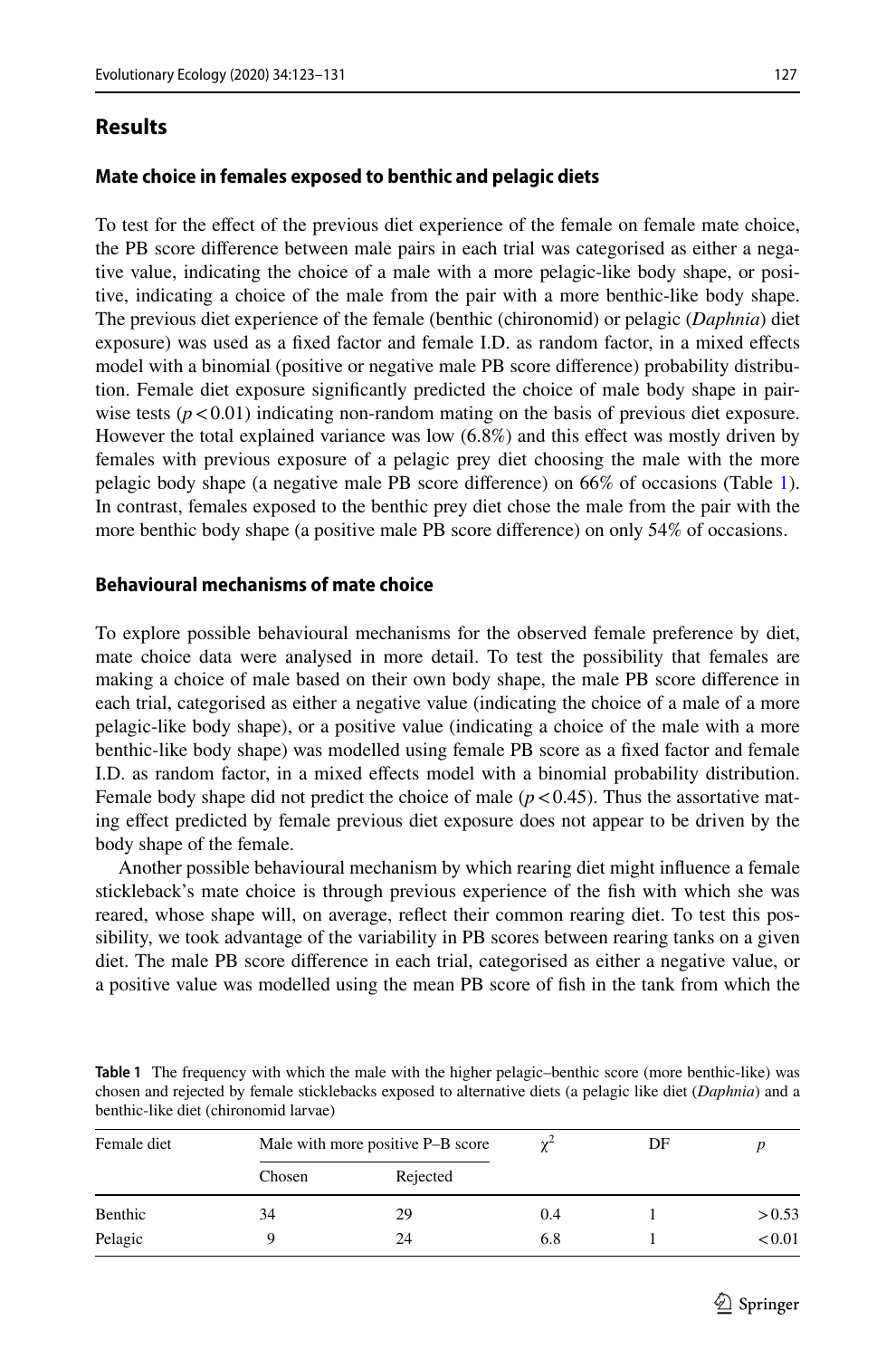## Results

### Mate choice in females exposed to benthic and pelagic diets

To test for the effect of the previous diet experience of the female on female mate choice, the PB score difference between male pairs in each trial was categorised as either a negative value, indicating the choice of a male with a more pelagic-like body shape, or positive, indicating a choice of the male from the pair with a more benthic-like body shape. The previous diet experience of the female (benthic (chironomid) or pelagic (*Daphnia*) diet exposure) was used as a fixed factor and female I.D. as random factor, in a mixed effects model with a binomial (positive or negative male PB score difference) probability distribution. Female diet exposure significantly predicted the choice of male body shape in pairwise tests ($p < 0.01$) indicating non-random mating on the basis of previous diet exposure. However the total explained variance was low (6.8%) and this effect was mostly driven by females with previous exposure of a pelagic prey diet choosing the male with the more pelagic body shape (a negative male PB score difference) on 66% of occasions (Table 1). In contrast, females exposed to the benthic prey diet chose the male from the pair with the more benthic body shape (a positive male PB score difference) on only 54% of occasions.

### Behavioural mechanisms of mate choice

To explore possible behavioural mechanisms for the observed female preference by diet, mate choice data were analysed in more detail. To test the possibility that females are making a choice of male based on their own body shape, the male PB score difference in each trial, categorised as either a negative value (indicating the choice of a male of a more pelagic-like body shape), or a positive value (indicating a choice of the male with a more benthic-like body shape) was modelled using female PB score as a fixed factor and female I.D. as random factor, in a mixed effects model with a binomial probability distribution. Female body shape did not predict the choice of male ($p < 0.45$). Thus the assortative mating effect predicted by female previous diet exposure does not appear to be driven by the body shape of the female.

Another possible behavioural mechanism by which rearing diet might influence a female stickleback's mate choice is through previous experience of the fish with which she was reared, whose shape will, on average, reflect their common rearing diet. To test this possibility, we took advantage of the variability in PB scores between rearing tanks on a given diet. The male PB score difference in each trial, categorised as either a negative value, or a positive value was modelled using the mean PB score of fish in the tank from which the

**Table 1** The frequency with which the male with the higher pelagic–benthic score (more benthic-like) was chosen and rejected by female sticklebacks exposed to alternative diets (a pelagic like diet (*Daphnia*) and a benthic-like diet (chironomid larvae)

| Female diet | Male with more positive P–B score | | $\chi^2$ | DF | $p$ |
|---|---|---|---|---|---|
| | Chosen | Rejected | | | |
| Benthic | 34 | 29 | 0.4 | 1 | $> 0.53$ |
| Pelagic | 9 | 24 | 6.8 | 1 | $< 0.01$ |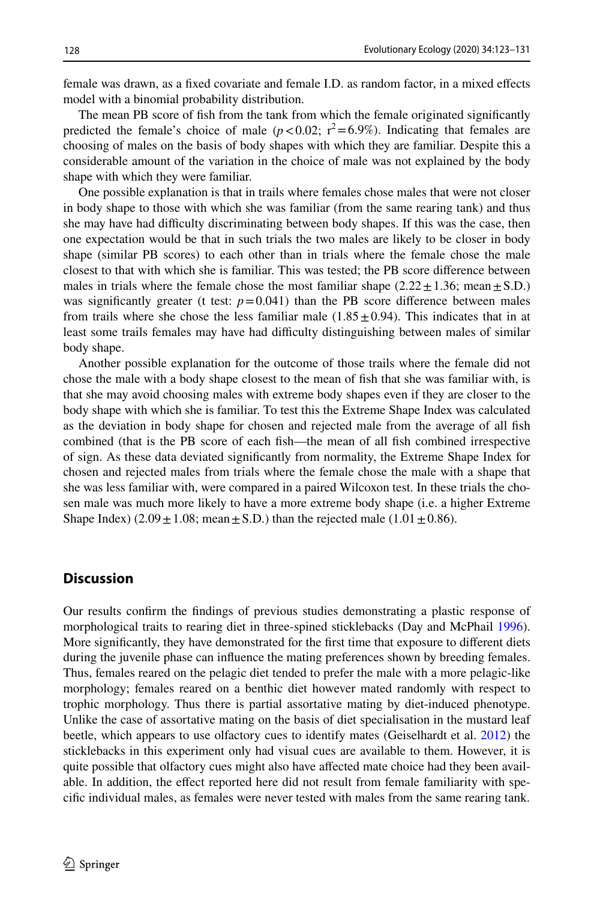female was drawn, as a fixed covariate and female I.D. as random factor, in a mixed effects model with a binomial probability distribution.

The mean PB score of fish from the tank from which the female originated significantly predicted the female's choice of male ($p<0.02$; $r^2=6.9\%$). Indicating that females are choosing of males on the basis of body shapes with which they are familiar. Despite this a considerable amount of the variation in the choice of male was not explained by the body shape with which they were familiar.

One possible explanation is that in trails where females chose males that were not closer in body shape to those with which she was familiar (from the same rearing tank) and thus she may have had difficulty discriminating between body shapes. If this was the case, then one expectation would be that in such trials the two males are likely to be closer in body shape (similar PB scores) to each other than in trials where the female chose the male closest to that with which she is familiar. This was tested; the PB score difference between males in trials where the female chose the most familiar shape ($2.22 \pm 1.36$; mean ± S.D.) was significantly greater (t test: $p=0.041$) than the PB score difference between males from trails where she chose the less familiar male ($1.85 \pm 0.94$). This indicates that in at least some trails females may have had difficulty distinguishing between males of similar body shape.

Another possible explanation for the outcome of those trails where the female did not chose the male with a body shape closest to the mean of fish that she was familiar with, is that she may avoid choosing males with extreme body shapes even if they are closer to the body shape with which she is familiar. To test this the Extreme Shape Index was calculated as the deviation in body shape for chosen and rejected male from the average of all fish combined (that is the PB score of each fish—the mean of all fish combined irrespective of sign. As these data deviated significantly from normality, the Extreme Shape Index for chosen and rejected males from trials where the female chose the male with a shape that she was less familiar with, were compared in a paired Wilcoxon test. In these trials the chosen male was much more likely to have a more extreme body shape (i.e. a higher Extreme Shape Index) ($2.09 \pm 1.08$; mean ± S.D.) than the rejected male ($1.01 \pm 0.86$).

## Discussion

Our results confirm the findings of previous studies demonstrating a plastic response of morphological traits to rearing diet in three-spined sticklebacks (Day and McPhail 1996). More significantly, they have demonstrated for the first time that exposure to different diets during the juvenile phase can influence the mating preferences shown by breeding females. Thus, females reared on the pelagic diet tended to prefer the male with a more pelagic-like morphology; females reared on a benthic diet however mated randomly with respect to trophic morphology. Thus there is partial assortative mating by diet-induced phenotype. Unlike the case of assortative mating on the basis of diet specialisation in the mustard leaf beetle, which appears to use olfactory cues to identify mates (Geiselhardt et al. 2012) the sticklebacks in this experiment only had visual cues are available to them. However, it is quite possible that olfactory cues might also have affected mate choice had they been available. In addition, the effect reported here did not result from female familiarity with specific individual males, as females were never tested with males from the same rearing tank.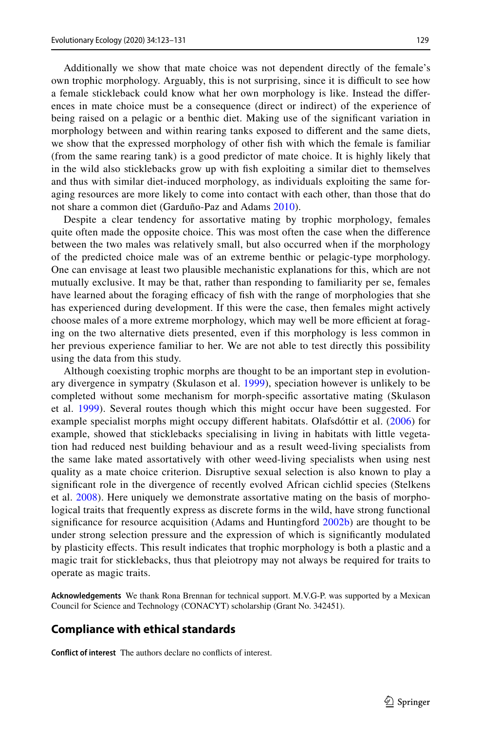Additionally we show that mate choice was not dependent directly of the female's own trophic morphology. Arguably, this is not surprising, since it is difficult to see how a female stickleback could know what her own morphology is like. Instead the differences in mate choice must be a consequence (direct or indirect) of the experience of being raised on a pelagic or a benthic diet. Making use of the significant variation in morphology between and within rearing tanks exposed to different and the same diets, we show that the expressed morphology of other fish with which the female is familiar (from the same rearing tank) is a good predictor of mate choice. It is highly likely that in the wild also sticklebacks grow up with fish exploiting a similar diet to themselves and thus with similar diet-induced morphology, as individuals exploiting the same foraging resources are more likely to come into contact with each other, than those that do not share a common diet (Garduño-Paz and Adams 2010).

Despite a clear tendency for assortative mating by trophic morphology, females quite often made the opposite choice. This was most often the case when the difference between the two males was relatively small, but also occurred when if the morphology of the predicted choice male was of an extreme benthic or pelagic-type morphology. One can envisage at least two plausible mechanistic explanations for this, which are not mutually exclusive. It may be that, rather than responding to familiarity per se, females have learned about the foraging efficacy of fish with the range of morphologies that she has experienced during development. If this were the case, then females might actively choose males of a more extreme morphology, which may well be more efficient at foraging on the two alternative diets presented, even if this morphology is less common in her previous experience familiar to her. We are not able to test directly this possibility using the data from this study.

Although coexisting trophic morphs are thought to be an important step in evolutionary divergence in sympatry (Skulason et al. 1999), speciation however is unlikely to be completed without some mechanism for morph-specific assortative mating (Skulason et al. 1999). Several routes though which this might occur have been suggested. For example specialist morphs might occupy different habitats. Olafsdóttir et al. (2006) for example, showed that sticklebacks specialising in living in habitats with little vegetation had reduced nest building behaviour and as a result weed-living specialists from the same lake mated assortatively with other weed-living specialists when using nest quality as a mate choice criterion. Disruptive sexual selection is also known to play a significant role in the divergence of recently evolved African cichlid species (Stelkens et al. 2008). Here uniquely we demonstrate assortative mating on the basis of morphological traits that frequently express as discrete forms in the wild, have strong functional significance for resource acquisition (Adams and Huntingford 2002b) are thought to be under strong selection pressure and the expression of which is significantly modulated by plasticity effects. This result indicates that trophic morphology is both a plastic and a magic trait for sticklebacks, thus that pleiotropy may not always be required for traits to operate as magic traits.

**Acknowledgements** We thank Rona Brennan for technical support. M.V.G-P. was supported by a Mexican Council for Science and Technology (CONACYT) scholarship (Grant No. 342451).

## Compliance with ethical standards

**Conflict of interest** The authors declare no conflicts of interest.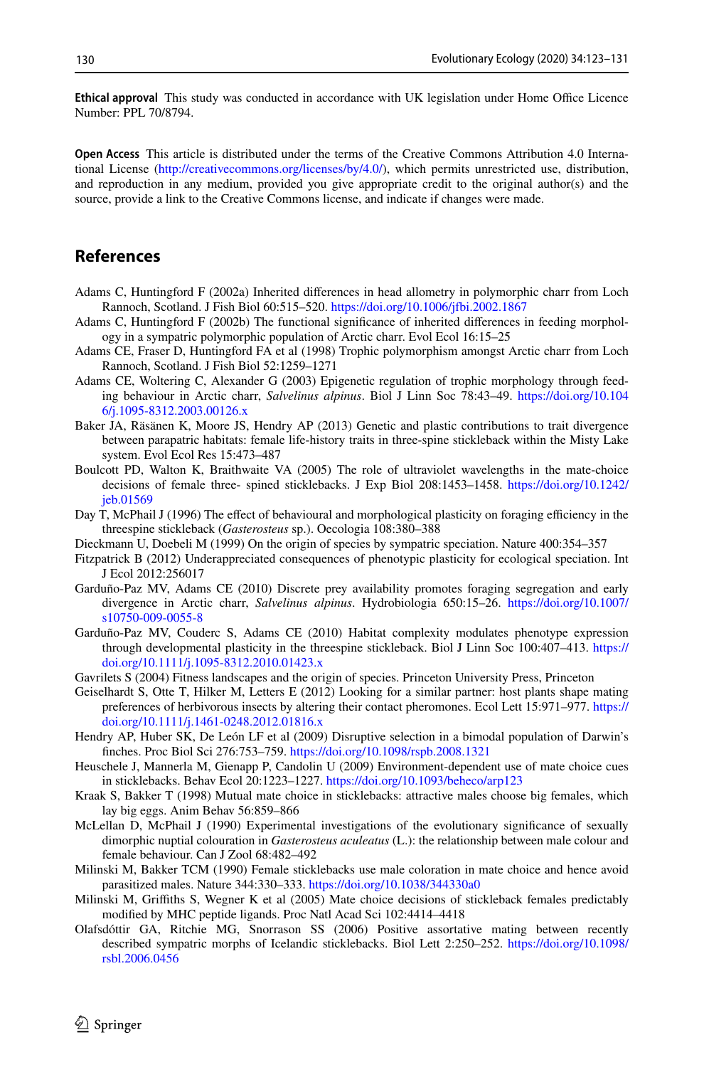**Ethical approval** This study was conducted in accordance with UK legislation under Home Office Licence Number: PPL 70/8794.

**Open Access** This article is distributed under the terms of the Creative Commons Attribution 4.0 International License (http://creativecommons.org/licenses/by/4.0/), which permits unrestricted use, distribution, and reproduction in any medium, provided you give appropriate credit to the original author(s) and the source, provide a link to the Creative Commons license, and indicate if changes were made.

## References

Adams C, Huntingford F (2002a) Inherited differences in head allometry in polymorphic charr from Loch Rannoch, Scotland. J Fish Biol 60:515–520. https://doi.org/10.1006/jfbi.2002.1867

Adams C, Huntingford F (2002b) The functional significance of inherited differences in feeding morphology in a sympatric polymorphic population of Arctic charr. Evol Ecol 16:15–25

Adams CE, Fraser D, Huntingford FA et al (1998) Trophic polymorphism amongst Arctic charr from Loch Rannoch, Scotland. J Fish Biol 52:1259–1271

Adams CE, Woltering C, Alexander G (2003) Epigenetic regulation of trophic morphology through feeding behaviour in Arctic charr, *Salvelinus alpinus*. Biol J Linn Soc 78:43–49. https://doi.org/10.1046/j.1095-8312.2003.00126.x

Baker JA, Räsänen K, Moore JS, Hendry AP (2013) Genetic and plastic contributions to trait divergence between parapatric habitats: female life-history traits in three-spine stickleback within the Misty Lake system. Evol Ecol Res 15:473–487

Boulcott PD, Walton K, Braithwaite VA (2005) The role of ultraviolet wavelengths in the mate-choice decisions of female three- spined sticklebacks. J Exp Biol 208:1453–1458. https://doi.org/10.1242/jeb.01569

Day T, McPhail J (1996) The effect of behavioural and morphological plasticity on foraging efficiency in the threespine stickleback (*Gasterosteus* sp.). Oecologia 108:380–388

Dieckmann U, Doebeli M (1999) On the origin of species by sympatric speciation. Nature 400:354–357

Fitzpatrick B (2012) Underappreciated consequences of phenotypic plasticity for ecological speciation. Int J Ecol 2012:256017

Garduño-Paz MV, Adams CE (2010) Discrete prey availability promotes foraging segregation and early divergence in Arctic charr, *Salvelinus alpinus*. Hydrobiologia 650:15–26. https://doi.org/10.1007/s10750-009-0055-8

Garduño-Paz MV, Couderc S, Adams CE (2010) Habitat complexity modulates phenotype expression through developmental plasticity in the threespine stickleback. Biol J Linn Soc 100:407–413. https://doi.org/10.1111/j.1095-8312.2010.01423.x

Gavrilets S (2004) Fitness landscapes and the origin of species. Princeton University Press, Princeton

Geiselhardt S, Otte T, Hilker M, Letters E (2012) Looking for a similar partner: host plants shape mating preferences of herbivorous insects by altering their contact pheromones. Ecol Lett 15:971–977. https://doi.org/10.1111/j.1461-0248.2012.01816.x

Hendry AP, Huber SK, De León LF et al (2009) Disruptive selection in a bimodal population of Darwin's finches. Proc Biol Sci 276:753–759. https://doi.org/10.1098/rspb.2008.1321

Heuschele J, Mannerla M, Gienapp P, Candolin U (2009) Environment-dependent use of mate choice cues in sticklebacks. Behav Ecol 20:1223–1227. https://doi.org/10.1093/beheco/arp123

Kraak S, Bakker T (1998) Mutual mate choice in sticklebacks: attractive males choose big females, which lay big eggs. Anim Behav 56:859–866

McLellan D, McPhail J (1990) Experimental investigations of the evolutionary significance of sexually dimorphic nuptial colouration in *Gasterosteus aculeatus* (L.): the relationship between male colour and female behaviour. Can J Zool 68:482–492

Milinski M, Bakker TCM (1990) Female sticklebacks use male coloration in mate choice and hence avoid parasitized males. Nature 344:330–333. https://doi.org/10.1038/344330a0

Milinski M, Griffiths S, Wegner K et al (2005) Mate choice decisions of stickleback females predictably modified by MHC peptide ligands. Proc Natl Acad Sci 102:4414–4418

Olafsdóttir GA, Ritchie MG, Snorrason SS (2006) Positive assortative mating between recently described sympatric morphs of Icelandic sticklebacks. Biol Lett 2:250–252. https://doi.org/10.1098/rsbl.2006.0456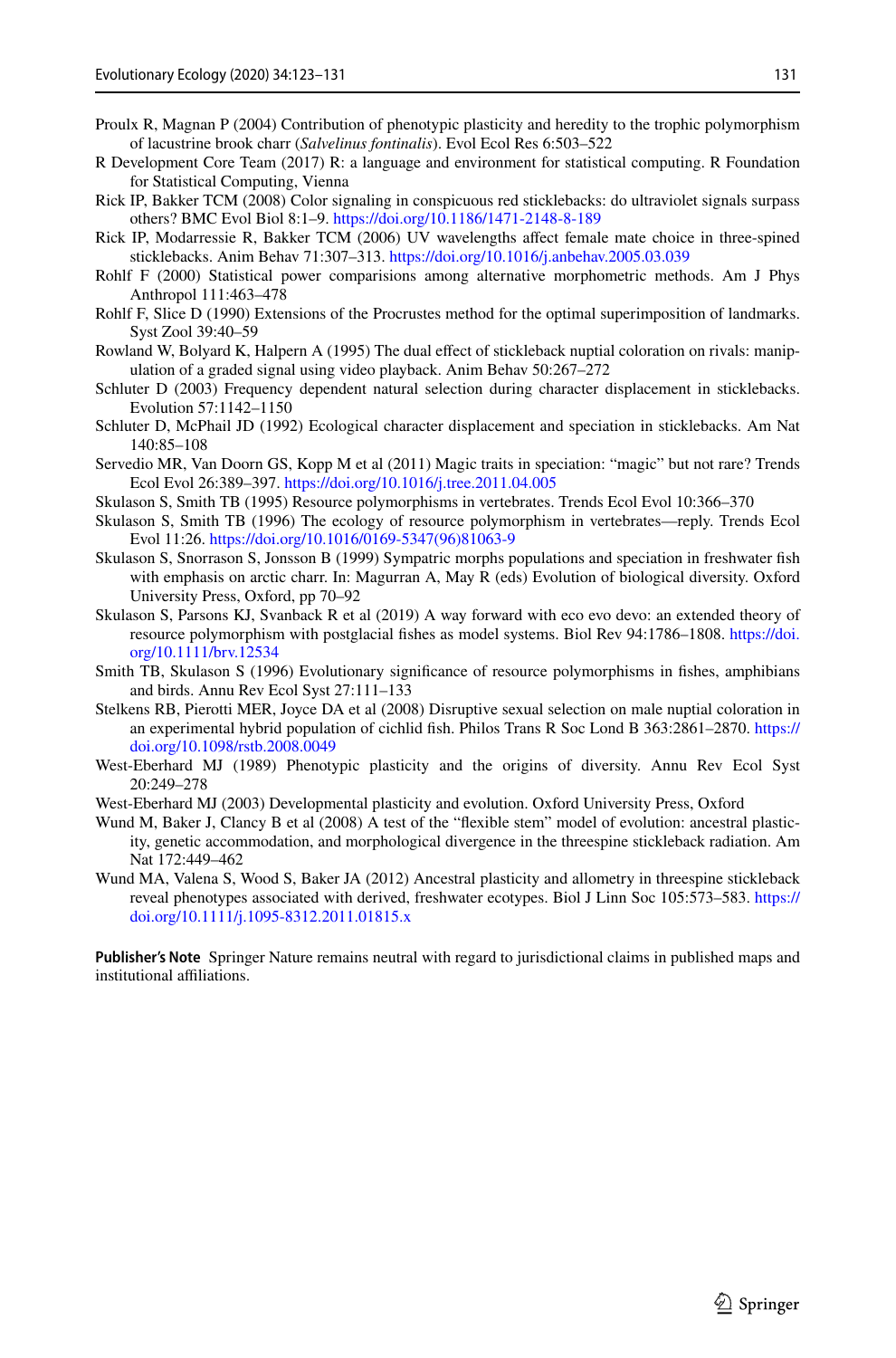Proulx R, Magnan P (2004) Contribution of phenotypic plasticity and heredity to the trophic polymorphism of lacustrine brook charr (*Salvelinus fontinalis*). Evol Ecol Res 6:503–522

R Development Core Team (2017) R: a language and environment for statistical computing. R Foundation for Statistical Computing, Vienna

Rick IP, Bakker TCM (2008) Color signaling in conspicuous red sticklebacks: do ultraviolet signals surpass others? BMC Evol Biol 8:1–9. https://doi.org/10.1186/1471-2148-8-189

Rick IP, Modarressie R, Bakker TCM (2006) UV wavelengths affect female mate choice in three-spined sticklebacks. Anim Behav 71:307–313. https://doi.org/10.1016/j.anbehav.2005.03.039

Rohlf F (2000) Statistical power comparisions among alternative morphometric methods. Am J Phys Anthropol 111:463–478

Rohlf F, Slice D (1990) Extensions of the Procrustes method for the optimal superimposition of landmarks. Syst Zool 39:40–59

Rowland W, Bolyard K, Halpern A (1995) The dual effect of stickleback nuptial coloration on rivals: manipulation of a graded signal using video playback. Anim Behav 50:267–272

Schluter D (2003) Frequency dependent natural selection during character displacement in sticklebacks. Evolution 57:1142–1150

Schluter D, McPhail JD (1992) Ecological character displacement and speciation in sticklebacks. Am Nat 140:85–108

Servedio MR, Van Doorn GS, Kopp M et al (2011) Magic traits in speciation: "magic" but not rare? Trends Ecol Evol 26:389–397. https://doi.org/10.1016/j.tree.2011.04.005

Skulason S, Smith TB (1995) Resource polymorphisms in vertebrates. Trends Ecol Evol 10:366–370

Skulason S, Smith TB (1996) The ecology of resource polymorphism in vertebrates—reply. Trends Ecol Evol 11:26. https://doi.org/10.1016/0169-5347(96)81063-9

Skulason S, Snorrason S, Jonsson B (1999) Sympatric morphs populations and speciation in freshwater fish with emphasis on arctic charr. In: Magurran A, May R (eds) Evolution of biological diversity. Oxford University Press, Oxford, pp 70–92

Skulason S, Parsons KJ, Svanback R et al (2019) A way forward with eco evo devo: an extended theory of resource polymorphism with postglacial fishes as model systems. Biol Rev 94:1786–1808. https://doi.org/10.1111/brv.12534

Smith TB, Skulason S (1996) Evolutionary significance of resource polymorphisms in fishes, amphibians and birds. Annu Rev Ecol Syst 27:111–133

Stelkens RB, Pierotti MER, Joyce DA et al (2008) Disruptive sexual selection on male nuptial coloration in an experimental hybrid population of cichlid fish. Philos Trans R Soc Lond B 363:2861–2870. https://doi.org/10.1098/rstb.2008.0049

West-Eberhard MJ (1989) Phenotypic plasticity and the origins of diversity. Annu Rev Ecol Syst 20:249–278

West-Eberhard MJ (2003) Developmental plasticity and evolution. Oxford University Press, Oxford

Wund M, Baker J, Clancy B et al (2008) A test of the "flexible stem" model of evolution: ancestral plasticity, genetic accommodation, and morphological divergence in the threespine stickleback radiation. Am Nat 172:449–462

Wund MA, Valena S, Wood S, Baker JA (2012) Ancestral plasticity and allometry in threespine stickleback reveal phenotypes associated with derived, freshwater ecotypes. Biol J Linn Soc 105:573–583. https://doi.org/10.1111/j.1095-8312.2011.01815.x

**Publisher's Note** Springer Nature remains neutral with regard to jurisdictional claims in published maps and institutional affiliations.